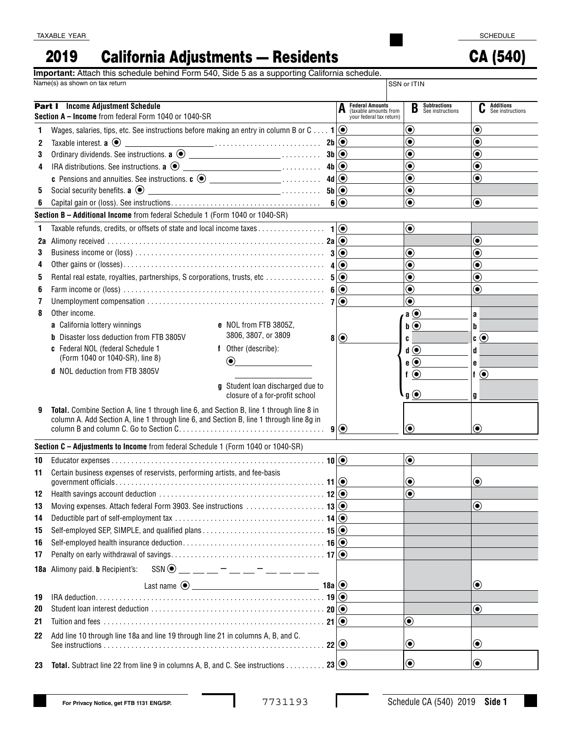TAXABLE YEAR

SCHEDULE

# 2019 California Adjustments — Residents CA (540)

**Important:** Attach this schedule behind Form 540, Side 5 as a supporting California schedule.

Name(s) as shown on tax return | SSN or ITIN

## Part I Income Adjustment Schedule

**Section A – Income** from federal Form 1040 or 1040-SR

| | | A Federal Amounts (taxable amounts from your federal tax return) | B Subtractions See instructions | C Additions See instructions |
|---|---|---|---|---|
| 1 | Wages, salaries, tips, etc. See instructions before making an entry in column B or C . . . . 1 | | | |
| 2 | Taxable interest. **a** ______ . . . 2b | | | |
| 3 | Ordinary dividends. See instructions. **a** ______ . . . 3b | | | |
| 4 | IRA distributions. See instructions. **a** ______ . . . 4b | | | |
| | **c** Pensions and annuities. See instructions. **c** ______ . . . 4d | | | |
| 5 | Social security benefits. **a** ______ . . . 5b | | | |
| 6 | Capital gain or (loss). See instructions . . . 6 | | | |

**Section B – Additional Income** from federal Schedule 1 (Form 1040 or 1040-SR)

| | | A | B | C |
|---|---|---|---|---|
| 1 | Taxable refunds, credits, or offsets of state and local income taxes . . . 1 | | | |
| 2a | Alimony received . . . 2a | | | |
| 3 | Business income or (loss) . . . 3 | | | |
| 4 | Other gains or (losses) . . . 4 | | | |
| 5 | Rental real estate, royalties, partnerships, S corporations, trusts, etc . . . 5 | | | |
| 6 | Farm income or (loss) . . . 6 | | | |
| 7 | Unemployment compensation . . . 7 | | | |
| 8 | Other income. 8 | | a / b / c / d / e / f / g | a / b / c / d / e / f / g |
| | **a** California lottery winnings | | | |
| | **b** Disaster loss deduction from FTB 3805V | | | |
| | **c** Federal NOL (federal Schedule 1 (Form 1040 or 1040-SR), line 8) | | | |
| | **d** NOL deduction from FTB 3805V | | | |
| | **e** NOL from FTB 3805Z, 3806, 3807, or 3809 | | | |
| | **f** Other (describe): ______ | | | |
| | **g** Student loan discharged due to closure of a for-profit school | | | |
| 9 | **Total.** Combine Section A, line 1 through line 6, and Section B, line 1 through line 8 in column A. Add Section A, line 1 through line 6, and Section B, line 1 through line 8g in column B and column C. Go to Section C . . . 9 | | | |

**Section C – Adjustments to Income** from federal Schedule 1 (Form 1040 or 1040-SR)

| | | A | B | C |
|---|---|---|---|---|
| 10 | Educator expenses . . . 10 | | | |
| 11 | Certain business expenses of reservists, performing artists, and fee-basis government officials . . . 11 | | | |
| 12 | Health savings account deduction . . . 12 | | | |
| 13 | Moving expenses. Attach federal Form 3903. See instructions . . . 13 | | | |
| 14 | Deductible part of self-employment tax . . . 14 | | | |
| 15 | Self-employed SEP, SIMPLE, and qualified plans . . . 15 | | | |
| 16 | Self-employed health insurance deduction . . . 16 | | | |
| 17 | Penalty on early withdrawal of savings . . . 17 | | | |
| 18a | Alimony paid. **b** Recipient's: SSN ___ ___ ___ – ___ ___ – ___ ___ ___ ___ Last name ______ 18a | | | |
| 19 | IRA deduction . . . 19 | | | |
| 20 | Student loan interest deduction . . . 20 | | | |
| 21 | Tuition and fees . . . 21 | | | |
| 22 | Add line 10 through line 18a and line 19 through line 21 in columns A, B, and C. See instructions . . . 22 | | | |
| 23 | **Total.** Subtract line 22 from line 9 in columns A, B, and C. See instructions . . . 23 | | | |

For Privacy Notice, get FTB 1131 ENG/SP.

7731193

Schedule CA (540) 2019 **Side 1**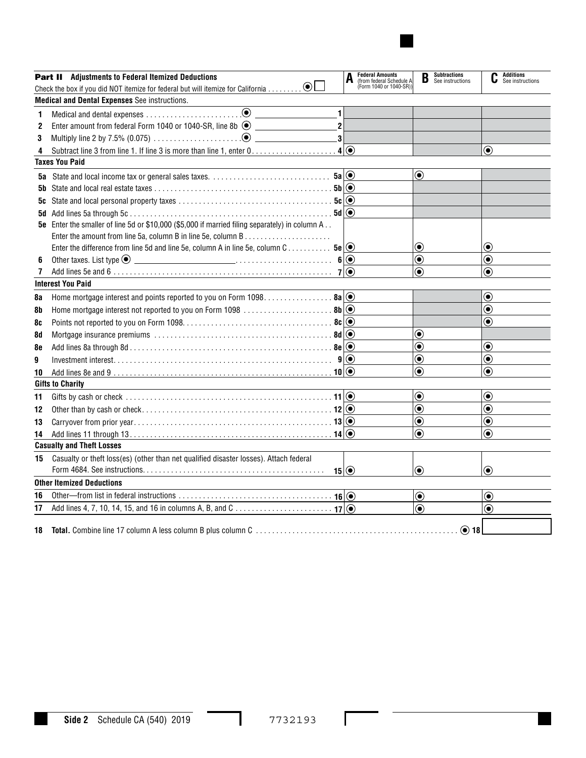## Part II Adjustments to Federal Itemized Deductions

Check the box if you did NOT itemize for federal but will itemize for California . . . . . . . . . ☐

| | | A Federal Amounts (from federal Schedule A (Form 1040 or 1040-SR)) | B Subtractions See instructions | C Additions See instructions |
|---|---|---|---|---|
| **Medical and Dental Expenses** See instructions. | | | | |
| 1 | Medical and dental expenses . . . . . . . . . . . . . . . . . . . . . . . 1 | | | |
| 2 | Enter amount from federal Form 1040 or 1040-SR, line 8b 2 | | | |
| 3 | Multiply line 2 by 7.5% (0.075) . . . . . . . . . . . . . . . . . . . . . 3 | | | |
| 4 | Subtract line 3 from line 1. If line 3 is more than line 1, enter 0 . . . . . . . . . . . . . . . . . . . . 4 | | | |
| **Taxes You Paid** | | | | |
| 5a | State and local income tax or general sales taxes. . . . . . . . . . . . . . . . . . . . . . . . . . . . . 5a | | | |
| 5b | State and local real estate taxes . . . . . . . . . . . . . . . . . . . . . . . . . . . . . . . . . . . . . . . . . . . 5b | | | |
| 5c | State and local personal property taxes . . . . . . . . . . . . . . . . . . . . . . . . . . . . . . . . . . . . . 5c | | | |
| 5d | Add lines 5a through 5c . . . . . . . . . . . . . . . . . . . . . . . . . . . . . . . . . . . . . . . . . . . . . . . . 5d | | | |
| 5e | Enter the smaller of line 5d or $10,000 ($5,000 if married filing separately) in column A . . Enter the amount from line 5a, column B in line 5e, column B . . . . . . . . . . . . . . . . . . . . . Enter the difference from line 5d and line 5e, column A in line 5e, column C . . . . . . . . . . . 5e | | | |
| 6 | Other taxes. List type ________________ . . . . . . . . . . . . . . . . . . . . . . . 6 | | | |
| 7 | Add lines 5e and 6 . . . . . . . . . . . . . . . . . . . . . . . . . . . . . . . . . . . . . . . . . . . . . . . . . . . 7 | | | |
| **Interest You Paid** | | | | |
| 8a | Home mortgage interest and points reported to you on Form 1098. . . . . . . . . . . . . . . . . 8a | | | |
| 8b | Home mortgage interest not reported to you on Form 1098 . . . . . . . . . . . . . . . . . . . . . 8b | | | |
| 8c | Points not reported to you on Form 1098. . . . . . . . . . . . . . . . . . . . . . . . . . . . . . . . . . . 8c | | | |
| 8d | Mortgage insurance premiums . . . . . . . . . . . . . . . . . . . . . . . . . . . . . . . . . . . . . . . . . . 8d | | | |
| 8e | Add lines 8a through 8d . . . . . . . . . . . . . . . . . . . . . . . . . . . . . . . . . . . . . . . . . . . . . . . . 8e | | | |
| 9 | Investment interest. . . . . . . . . . . . . . . . . . . . . . . . . . . . . . . . . . . . . . . . . . . . . . . . . . . . 9 | | | |
| 10 | Add lines 8e and 9 . . . . . . . . . . . . . . . . . . . . . . . . . . . . . . . . . . . . . . . . . . . . . . . . . . . 10 | | | |
| **Gifts to Charity** | | | | |
| 11 | Gifts by cash or check . . . . . . . . . . . . . . . . . . . . . . . . . . . . . . . . . . . . . . . . . . . . . . . . . 11 | | | |
| 12 | Other than by cash or check. . . . . . . . . . . . . . . . . . . . . . . . . . . . . . . . . . . . . . . . . . . . . 12 | | | |
| 13 | Carryover from prior year. . . . . . . . . . . . . . . . . . . . . . . . . . . . . . . . . . . . . . . . . . . . . . . 13 | | | |
| 14 | Add lines 11 through 13. . . . . . . . . . . . . . . . . . . . . . . . . . . . . . . . . . . . . . . . . . . . . . . . 14 | | | |
| **Casualty and Theft Losses** | | | | |
| 15 | Casualty or theft loss(es) (other than net qualified disaster losses). Attach federal Form 4684. See instructions. . . . . . . . . . . . . . . . . . . . . . . . . . . . . . . . . . . . . . . . . . . . . 15 | | | |
| **Other Itemized Deductions** | | | | |
| 16 | Other—from list in federal instructions . . . . . . . . . . . . . . . . . . . . . . . . . . . . . . . . . . . . 16 | | | |
| 17 | Add lines 4, 7, 10, 14, 15, and 16 in columns A, B, and C . . . . . . . . . . . . . . . . . . . . . . . . 17 | | | |

**18 Total.** Combine line 17 column A less column B plus column C . . . . . . . . . . . . . . . . . . . . . . . . . . . . . . . . . . . . . . . . . . . . . . . . 18 ________

Side 2 Schedule CA (540) 2019 7732193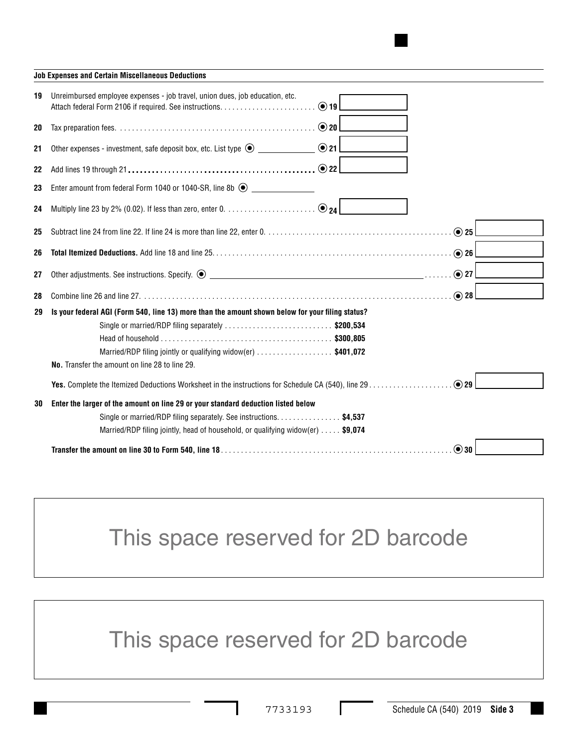## Job Expenses and Certain Miscellaneous Deductions

**19** Unreimbursed employee expenses - job travel, union dues, job education, etc. Attach federal Form 2106 if required. See instructions. . . . . . . . . . . . . . . . . . . . . . . . ⦿ 19 \_\_\_\_\_\_\_\_

**20** Tax preparation fees. . . . . . . . . . . . . . . . . . . . . . . . . . . . . . . . . . . . . . . . . . . . . . . . . ⦿ 20 \_\_\_\_\_\_\_\_

**21** Other expenses - investment, safe deposit box, etc. List type ⦿ \_\_\_\_\_\_\_\_\_\_\_\_ ⦿ 21 \_\_\_\_\_\_\_\_

**22** Add lines 19 through 21 . . . . . . . . . . . . . . . . . . . . . . . . . . . . . . . . . . . . . . . . . . . . . . ⦿ 22 \_\_\_\_\_\_\_\_

**23** Enter amount from federal Form 1040 or 1040-SR, line 8b ⦿ \_\_\_\_\_\_\_\_\_\_\_\_

**24** Multiply line 23 by 2% (0.02). If less than zero, enter 0. . . . . . . . . . . . . . . . . . . . . . . ⦿ 24 \_\_\_\_\_\_\_\_

**25** Subtract line 24 from line 22. If line 24 is more than line 22, enter 0. . . . . . . . . . . . . . . . . . . . . . . . . . . . . . . . . . . . . . . . . . . . . . ⦿ 25 \_\_\_\_\_\_\_\_

**26** **Total Itemized Deductions.** Add line 18 and line 25. . . . . . . . . . . . . . . . . . . . . . . . . . . . . . . . . . . . . . . . . . . . . . . . . . . . . . . . . . ⦿ 26 \_\_\_\_\_\_\_\_

**27** Other adjustments. See instructions. Specify. ⦿ \_\_\_\_\_\_\_\_\_\_\_\_\_\_\_\_\_\_\_\_\_\_\_\_\_\_\_\_ . . . . . . . ⦿ 27 \_\_\_\_\_\_\_\_

**28** Combine line 26 and line 27. . . . . . . . . . . . . . . . . . . . . . . . . . . . . . . . . . . . . . . . . . . . . . . . . . . . . . . . . . . . . . . . . . . . . . . . . . . ⦿ 28 \_\_\_\_\_\_\_\_

**29** **Is your federal AGI (Form 540, line 13) more than the amount shown below for your filing status?**

Single or married/RDP filing separately . . . . . . . . . . . . . . . . . . . . . . . . . . . **$200,534**
Head of household . . . . . . . . . . . . . . . . . . . . . . . . . . . . . . . . . . . . . . . . . . . **$300,805**
Married/RDP filing jointly or qualifying widow(er) . . . . . . . . . . . . . . . . . . . **$401,072**

**No.** Transfer the amount on line 28 to line 29.

**Yes.** Complete the Itemized Deductions Worksheet in the instructions for Schedule CA (540), line 29 . . . . . . . . . . . . . . . . . . . . ⦿ 29 \_\_\_\_\_\_\_\_

**30** **Enter the larger of the amount on line 29 or your standard deduction listed below**

Single or married/RDP filing separately. See instructions. . . . . . . . . . . . . . . . **$4,537**
Married/RDP filing jointly, head of household, or qualifying widow(er) . . . . . **$9,074**

**Transfer the amount on line 30 to Form 540, line 18** . . . . . . . . . . . . . . . . . . . . . . . . . . . . . . . . . . . . . . . . . . . . . . . . . . . . . . . . . . ⦿ 30 \_\_\_\_\_\_\_\_

This space reserved for 2D barcode

This space reserved for 2D barcode

7733193